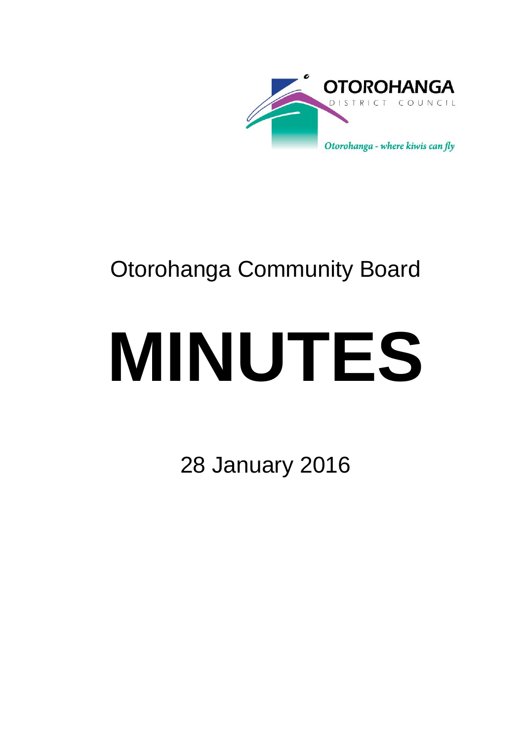OTOROHANGA

DISTRICT COUNCIL

*Otorohanga - where kiwis can fly*

# Otorohanga Community Board

# MINUTES

28 January 2016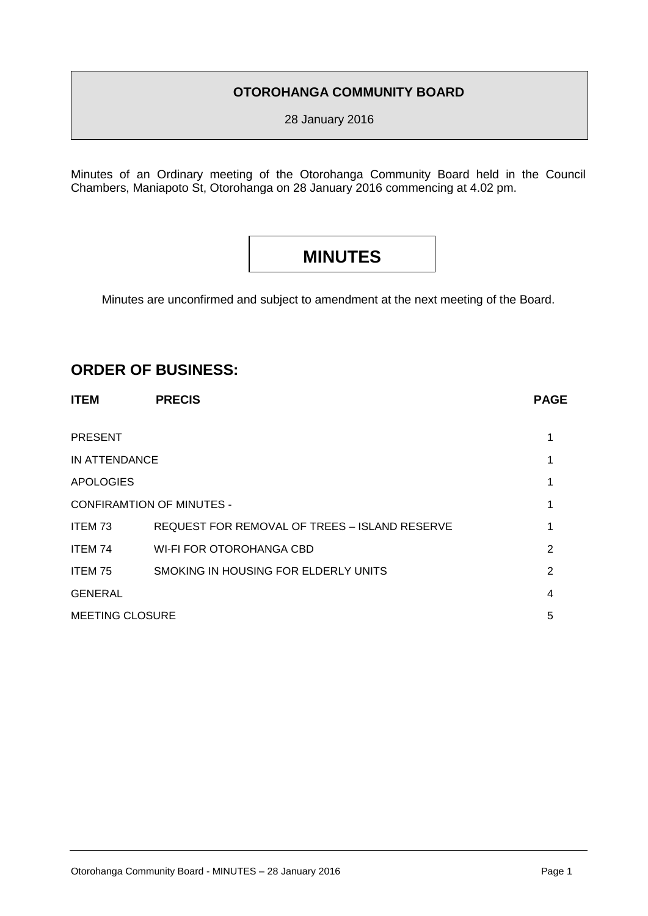**OTOROHANGA COMMUNITY BOARD**

28 January 2016

Minutes of an Ordinary meeting of the Otorohanga Community Board held in the Council Chambers, Maniapoto St, Otorohanga on 28 January 2016 commencing at 4.02 pm.

# MINUTES

Minutes are unconfirmed and subject to amendment at the next meeting of the Board.

## ORDER OF BUSINESS:

| ITEM | PRECIS | PAGE |
|---|---|---|
| PRESENT | | 1 |
| IN ATTENDANCE | | 1 |
| APOLOGIES | | 1 |
| CONFIRAMTION OF MINUTES - | | 1 |
| ITEM 73 | REQUEST FOR REMOVAL OF TREES – ISLAND RESERVE | 1 |
| ITEM 74 | WI-FI FOR OTOROHANGA CBD | 2 |
| ITEM 75 | SMOKING IN HOUSING FOR ELDERLY UNITS | 2 |
| GENERAL | | 4 |
| MEETING CLOSURE | | 5 |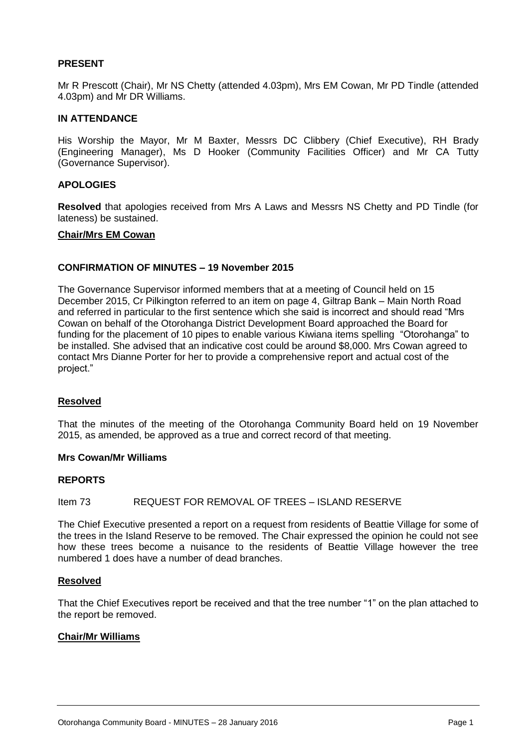**PRESENT**

Mr R Prescott (Chair), Mr NS Chetty (attended 4.03pm), Mrs EM Cowan, Mr PD Tindle (attended 4.03pm) and Mr DR Williams.

**IN ATTENDANCE**

His Worship the Mayor, Mr M Baxter, Messrs DC Clibbery (Chief Executive), RH Brady (Engineering Manager), Ms D Hooker (Community Facilities Officer) and Mr CA Tutty (Governance Supervisor).

**APOLOGIES**

**Resolved** that apologies received from Mrs A Laws and Messrs NS Chetty and PD Tindle (for lateness) be sustained.

**Chair/Mrs EM Cowan**

**CONFIRMATION OF MINUTES – 19 November 2015**

The Governance Supervisor informed members that at a meeting of Council held on 15 December 2015, Cr Pilkington referred to an item on page 4, Giltrap Bank – Main North Road and referred in particular to the first sentence which she said is incorrect and should read "Mrs Cowan on behalf of the Otorohanga District Development Board approached the Board for funding for the placement of 10 pipes to enable various Kiwiana items spelling "Otorohanga" to be installed. She advised that an indicative cost could be around $8,000. Mrs Cowan agreed to contact Mrs Dianne Porter for her to provide a comprehensive report and actual cost of the project."

**Resolved**

That the minutes of the meeting of the Otorohanga Community Board held on 19 November 2015, as amended, be approved as a true and correct record of that meeting.

**Mrs Cowan/Mr Williams**

**REPORTS**

Item 73 REQUEST FOR REMOVAL OF TREES – ISLAND RESERVE

The Chief Executive presented a report on a request from residents of Beattie Village for some of the trees in the Island Reserve to be removed. The Chair expressed the opinion he could not see how these trees become a nuisance to the residents of Beattie Village however the tree numbered 1 does have a number of dead branches.

**Resolved**

That the Chief Executives report be received and that the tree number "1" on the plan attached to the report be removed.

**Chair/Mr Williams**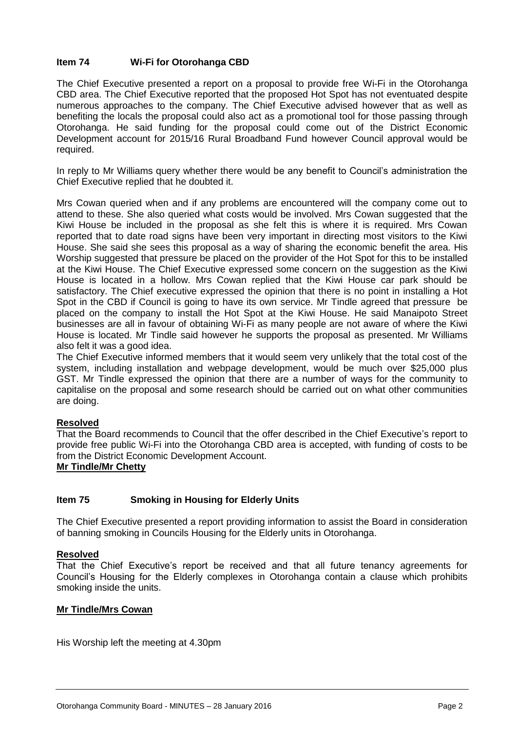## Item 74 Wi-Fi for Otorohanga CBD

The Chief Executive presented a report on a proposal to provide free Wi-Fi in the Otorohanga CBD area. The Chief Executive reported that the proposed Hot Spot has not eventuated despite numerous approaches to the company. The Chief Executive advised however that as well as benefiting the locals the proposal could also act as a promotional tool for those passing through Otorohanga. He said funding for the proposal could come out of the District Economic Development account for 2015/16 Rural Broadband Fund however Council approval would be required.

In reply to Mr Williams query whether there would be any benefit to Council's administration the Chief Executive replied that he doubted it.

Mrs Cowan queried when and if any problems are encountered will the company come out to attend to these. She also queried what costs would be involved. Mrs Cowan suggested that the Kiwi House be included in the proposal as she felt this is where it is required. Mrs Cowan reported that to date road signs have been very important in directing most visitors to the Kiwi House. She said she sees this proposal as a way of sharing the economic benefit the area. His Worship suggested that pressure be placed on the provider of the Hot Spot for this to be installed at the Kiwi House. The Chief Executive expressed some concern on the suggestion as the Kiwi House is located in a hollow. Mrs Cowan replied that the Kiwi House car park should be satisfactory. The Chief executive expressed the opinion that there is no point in installing a Hot Spot in the CBD if Council is going to have its own service. Mr Tindle agreed that pressure be placed on the company to install the Hot Spot at the Kiwi House. He said Manaipoto Street businesses are all in favour of obtaining Wi-Fi as many people are not aware of where the Kiwi House is located. Mr Tindle said however he supports the proposal as presented. Mr Williams also felt it was a good idea.

The Chief Executive informed members that it would seem very unlikely that the total cost of the system, including installation and webpage development, would be much over $25,000 plus GST. Mr Tindle expressed the opinion that there are a number of ways for the community to capitalise on the proposal and some research should be carried out on what other communities are doing.

**Resolved**

That the Board recommends to Council that the offer described in the Chief Executive's report to provide free public Wi-Fi into the Otorohanga CBD area is accepted, with funding of costs to be from the District Economic Development Account.

**Mr Tindle/Mr Chetty**

## Item 75 Smoking in Housing for Elderly Units

The Chief Executive presented a report providing information to assist the Board in consideration of banning smoking in Councils Housing for the Elderly units in Otorohanga.

**Resolved**

That the Chief Executive's report be received and that all future tenancy agreements for Council's Housing for the Elderly complexes in Otorohanga contain a clause which prohibits smoking inside the units.

**Mr Tindle/Mrs Cowan**

His Worship left the meeting at 4.30pm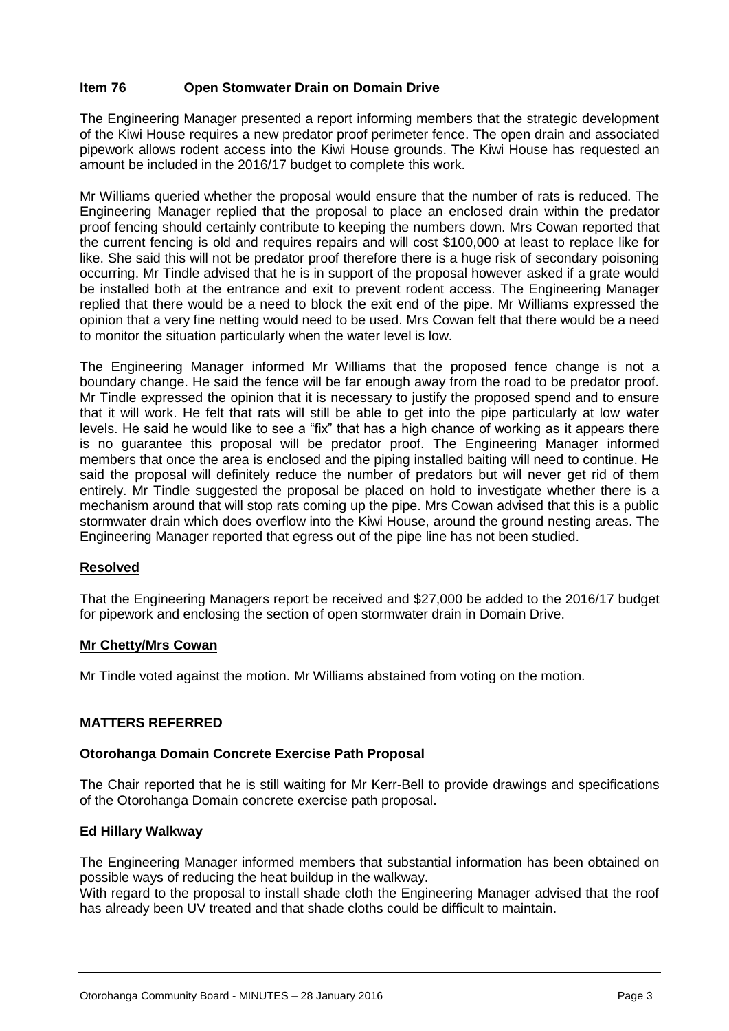## Item 76 Open Stomwater Drain on Domain Drive

The Engineering Manager presented a report informing members that the strategic development of the Kiwi House requires a new predator proof perimeter fence. The open drain and associated pipework allows rodent access into the Kiwi House grounds. The Kiwi House has requested an amount be included in the 2016/17 budget to complete this work.

Mr Williams queried whether the proposal would ensure that the number of rats is reduced. The Engineering Manager replied that the proposal to place an enclosed drain within the predator proof fencing should certainly contribute to keeping the numbers down. Mrs Cowan reported that the current fencing is old and requires repairs and will cost $100,000 at least to replace like for like. She said this will not be predator proof therefore there is a huge risk of secondary poisoning occurring. Mr Tindle advised that he is in support of the proposal however asked if a grate would be installed both at the entrance and exit to prevent rodent access. The Engineering Manager replied that there would be a need to block the exit end of the pipe. Mr Williams expressed the opinion that a very fine netting would need to be used. Mrs Cowan felt that there would be a need to monitor the situation particularly when the water level is low.

The Engineering Manager informed Mr Williams that the proposed fence change is not a boundary change. He said the fence will be far enough away from the road to be predator proof. Mr Tindle expressed the opinion that it is necessary to justify the proposed spend and to ensure that it will work. He felt that rats will still be able to get into the pipe particularly at low water levels. He said he would like to see a "fix" that has a high chance of working as it appears there is no guarantee this proposal will be predator proof. The Engineering Manager informed members that once the area is enclosed and the piping installed baiting will need to continue. He said the proposal will definitely reduce the number of predators but will never get rid of them entirely. Mr Tindle suggested the proposal be placed on hold to investigate whether there is a mechanism around that will stop rats coming up the pipe. Mrs Cowan advised that this is a public stormwater drain which does overflow into the Kiwi House, around the ground nesting areas. The Engineering Manager reported that egress out of the pipe line has not been studied.

**Resolved**

That the Engineering Managers report be received and $27,000 be added to the 2016/17 budget for pipework and enclosing the section of open stormwater drain in Domain Drive.

**Mr Chetty/Mrs Cowan**

Mr Tindle voted against the motion. Mr Williams abstained from voting on the motion.

## MATTERS REFERRED

### Otorohanga Domain Concrete Exercise Path Proposal

The Chair reported that he is still waiting for Mr Kerr-Bell to provide drawings and specifications of the Otorohanga Domain concrete exercise path proposal.

### Ed Hillary Walkway

The Engineering Manager informed members that substantial information has been obtained on possible ways of reducing the heat buildup in the walkway.
With regard to the proposal to install shade cloth the Engineering Manager advised that the roof has already been UV treated and that shade cloths could be difficult to maintain.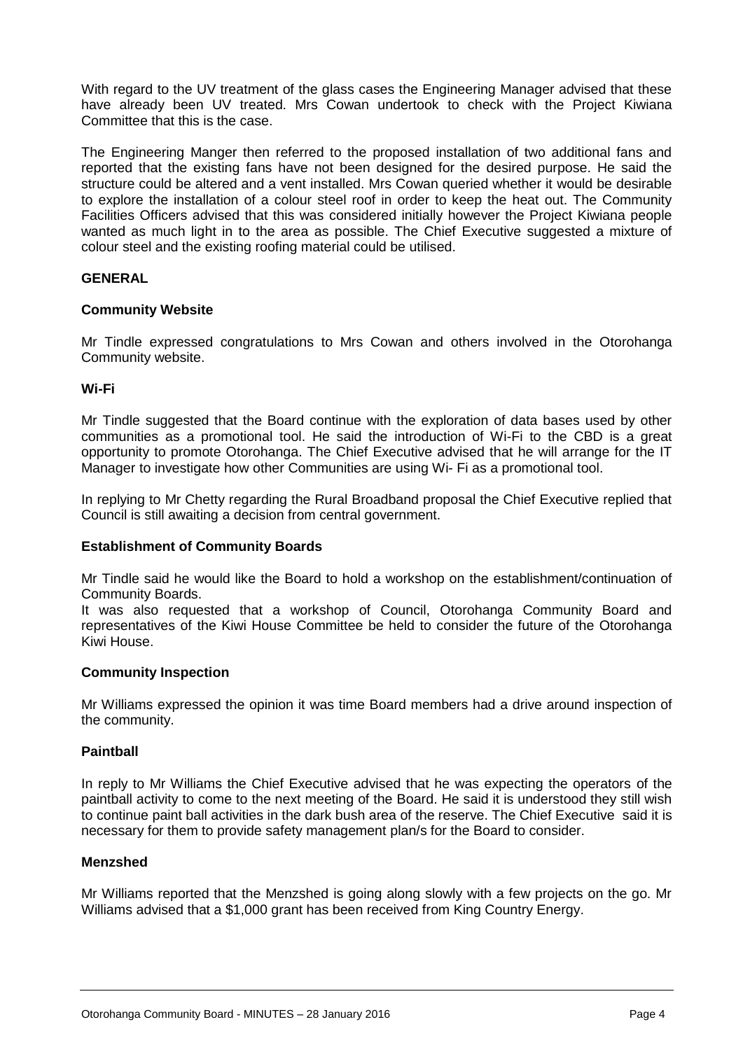With regard to the UV treatment of the glass cases the Engineering Manager advised that these have already been UV treated. Mrs Cowan undertook to check with the Project Kiwiana Committee that this is the case.

The Engineering Manger then referred to the proposed installation of two additional fans and reported that the existing fans have not been designed for the desired purpose. He said the structure could be altered and a vent installed. Mrs Cowan queried whether it would be desirable to explore the installation of a colour steel roof in order to keep the heat out. The Community Facilities Officers advised that this was considered initially however the Project Kiwiana people wanted as much light in to the area as possible. The Chief Executive suggested a mixture of colour steel and the existing roofing material could be utilised.

**GENERAL**

**Community Website**

Mr Tindle expressed congratulations to Mrs Cowan and others involved in the Otorohanga Community website.

**Wi-Fi**

Mr Tindle suggested that the Board continue with the exploration of data bases used by other communities as a promotional tool. He said the introduction of Wi-Fi to the CBD is a great opportunity to promote Otorohanga. The Chief Executive advised that he will arrange for the IT Manager to investigate how other Communities are using Wi- Fi as a promotional tool.

In replying to Mr Chetty regarding the Rural Broadband proposal the Chief Executive replied that Council is still awaiting a decision from central government.

**Establishment of Community Boards**

Mr Tindle said he would like the Board to hold a workshop on the establishment/continuation of Community Boards.
It was also requested that a workshop of Council, Otorohanga Community Board and representatives of the Kiwi House Committee be held to consider the future of the Otorohanga Kiwi House.

**Community Inspection**

Mr Williams expressed the opinion it was time Board members had a drive around inspection of the community.

**Paintball**

In reply to Mr Williams the Chief Executive advised that he was expecting the operators of the paintball activity to come to the next meeting of the Board. He said it is understood they still wish to continue paint ball activities in the dark bush area of the reserve. The Chief Executive said it is necessary for them to provide safety management plan/s for the Board to consider.

**Menzshed**

Mr Williams reported that the Menzshed is going along slowly with a few projects on the go. Mr Williams advised that a $1,000 grant has been received from King Country Energy.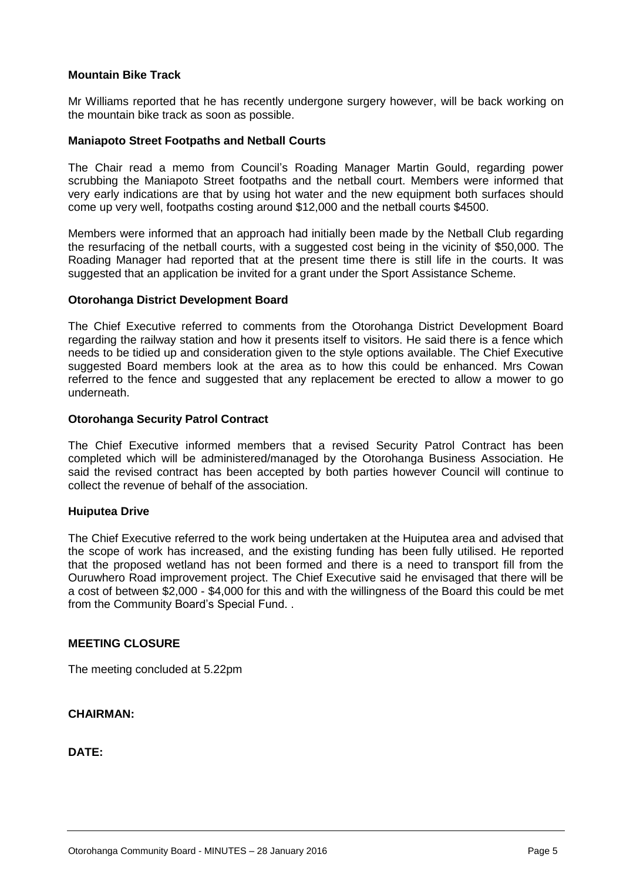**Mountain Bike Track**

Mr Williams reported that he has recently undergone surgery however, will be back working on the mountain bike track as soon as possible.

**Maniapoto Street Footpaths and Netball Courts**

The Chair read a memo from Council's Roading Manager Martin Gould, regarding power scrubbing the Maniapoto Street footpaths and the netball court. Members were informed that very early indications are that by using hot water and the new equipment both surfaces should come up very well, footpaths costing around $12,000 and the netball courts $4500.

Members were informed that an approach had initially been made by the Netball Club regarding the resurfacing of the netball courts, with a suggested cost being in the vicinity of $50,000. The Roading Manager had reported that at the present time there is still life in the courts. It was suggested that an application be invited for a grant under the Sport Assistance Scheme.

**Otorohanga District Development Board**

The Chief Executive referred to comments from the Otorohanga District Development Board regarding the railway station and how it presents itself to visitors. He said there is a fence which needs to be tidied up and consideration given to the style options available. The Chief Executive suggested Board members look at the area as to how this could be enhanced. Mrs Cowan referred to the fence and suggested that any replacement be erected to allow a mower to go underneath.

**Otorohanga Security Patrol Contract**

The Chief Executive informed members that a revised Security Patrol Contract has been completed which will be administered/managed by the Otorohanga Business Association. He said the revised contract has been accepted by both parties however Council will continue to collect the revenue of behalf of the association.

**Huiputea Drive**

The Chief Executive referred to the work being undertaken at the Huiputea area and advised that the scope of work has increased, and the existing funding has been fully utilised. He reported that the proposed wetland has not been formed and there is a need to transport fill from the Ouruwhero Road improvement project. The Chief Executive said he envisaged that there will be a cost of between $2,000 - $4,000 for this and with the willingness of the Board this could be met from the Community Board's Special Fund. .

**MEETING CLOSURE**

The meeting concluded at 5.22pm

**CHAIRMAN:**

**DATE:**